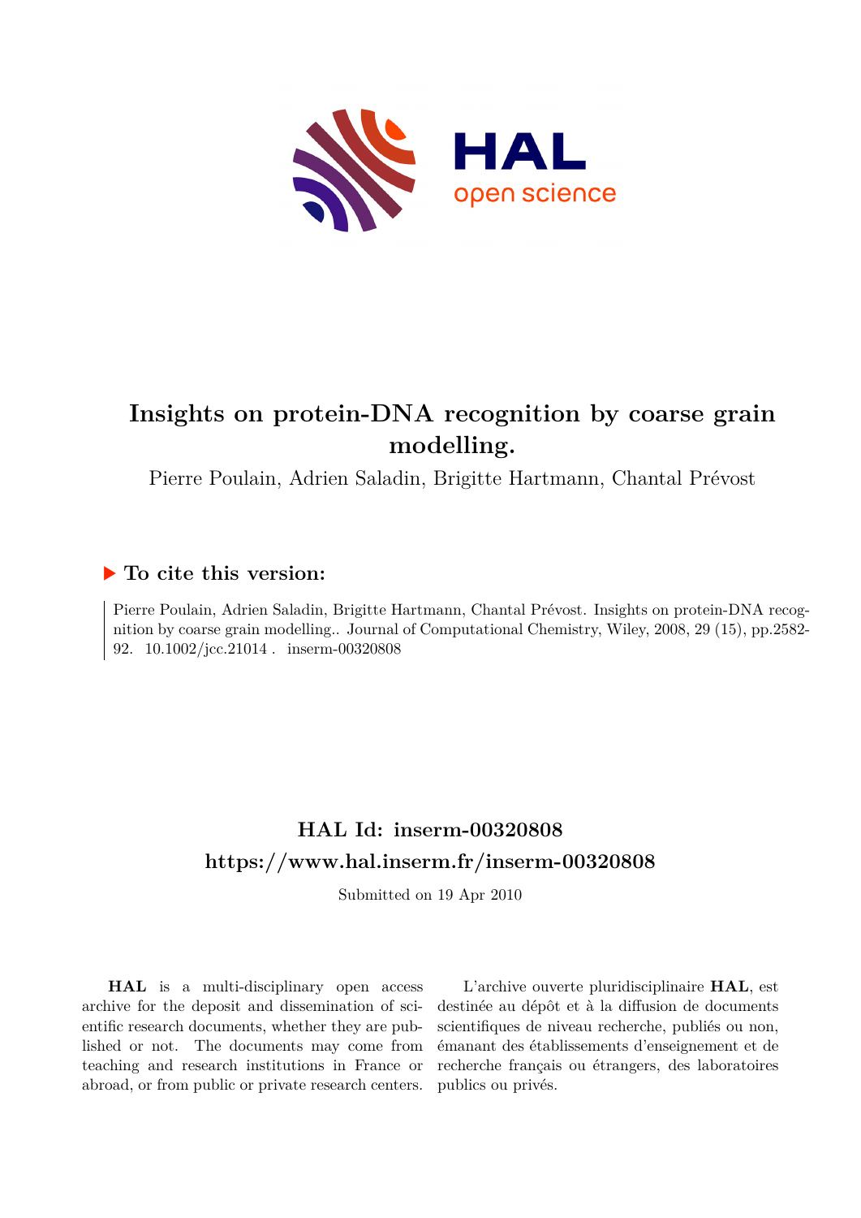# Insights on protein-DNA recognition by coarse grain modelling.

Pierre Poulain, Adrien Saladin, Brigitte Hartmann, Chantal Prévost

## ▶ To cite this version:

Pierre Poulain, Adrien Saladin, Brigitte Hartmann, Chantal Prévost. Insights on protein-DNA recognition by coarse grain modelling.. Journal of Computational Chemistry, Wiley, 2008, 29 (15), pp.2582-92. 10.1002/jcc.21014 . inserm-00320808

## HAL Id: inserm-00320808

## https://www.hal.inserm.fr/inserm-00320808

Submitted on 19 Apr 2010

**HAL** is a multi-disciplinary open access archive for the deposit and dissemination of scientific research documents, whether they are published or not. The documents may come from teaching and research institutions in France or abroad, or from public or private research centers.

L'archive ouverte pluridisciplinaire **HAL**, est destinée au dépôt et à la diffusion de documents scientifiques de niveau recherche, publiés ou non, émanant des établissements d'enseignement et de recherche français ou étrangers, des laboratoires publics ou privés.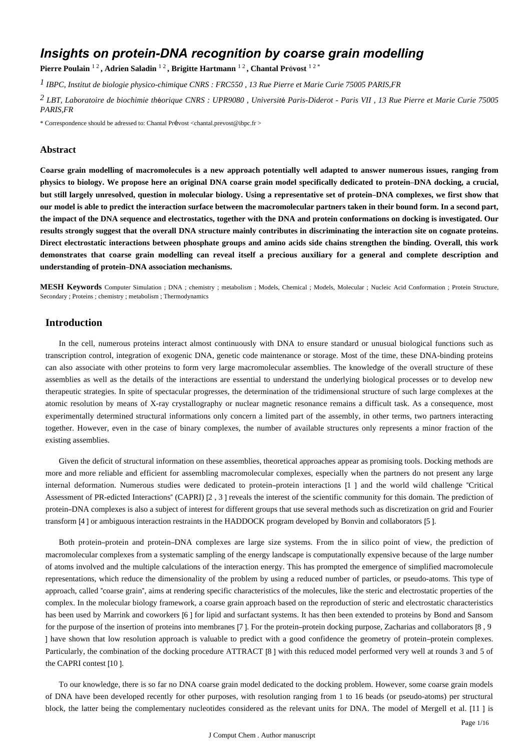# Insights on protein-DNA recognition by coarse grain modelling

**Pierre Poulain** [1 2] **, Adrien Saladin** [1 2] **, Brigitte Hartmann** [1 2] **, Chantal Prévost** [1 2 *]

[1] *IBPC, Institut de biologie physico-chimique CNRS : FRC550 , 13 Rue Pierre et Marie Curie 75005 PARIS,FR*

[2] *LBT, Laboratoire de biochimie théorique CNRS : UPR9080 , Université Paris-Diderot - Paris VII , 13 Rue Pierre et Marie Curie 75005 PARIS,FR*

* Correspondence should be adressed to: Chantal Prévost <chantal.prevost@ibpc.fr >

## Abstract

**Coarse grain modelling of macromolecules is a new approach potentially well adapted to answer numerous issues, ranging from physics to biology. We propose here an original DNA coarse grain model specifically dedicated to protein–DNA docking, a crucial, but still largely unresolved, question in molecular biology. Using a representative set of protein–DNA complexes, we first show that our model is able to predict the interaction surface between the macromolecular partners taken in their bound form. In a second part, the impact of the DNA sequence and electrostatics, together with the DNA and protein conformations on docking is investigated. Our results strongly suggest that the overall DNA structure mainly contributes in discriminating the interaction site on cognate proteins. Direct electrostatic interactions between phosphate groups and amino acids side chains strengthen the binding. Overall, this work demonstrates that coarse grain modelling can reveal itself a precious auxiliary for a general and complete description and understanding of protein–DNA association mechanisms.**

**MESH Keywords** Computer Simulation ; DNA ; chemistry ; metabolism ; Models, Chemical ; Models, Molecular ; Nucleic Acid Conformation ; Protein Structure, Secondary ; Proteins ; chemistry ; metabolism ; Thermodynamics

## Introduction

In the cell, numerous proteins interact almost continuously with DNA to ensure standard or unusual biological functions such as transcription control, integration of exogenic DNA, genetic code maintenance or storage. Most of the time, these DNA-binding proteins can also associate with other proteins to form very large macromolecular assemblies. The knowledge of the overall structure of these assemblies as well as the details of the interactions are essential to understand the underlying biological processes or to develop new therapeutic strategies. In spite of spectacular progresses, the determination of the tridimensional structure of such large complexes at the atomic resolution by means of X-ray crystallography or nuclear magnetic resonance remains a difficult task. As a consequence, most experimentally determined structural informations only concern a limited part of the assembly, in other terms, two partners interacting together. However, even in the case of binary complexes, the number of available structures only represents a minor fraction of the existing assemblies.

Given the deficit of structural information on these assemblies, theoretical approaches appear as promising tools. Docking methods are more and more reliable and efficient for assembling macromolecular complexes, especially when the partners do not present any large internal deformation. Numerous studies were dedicated to protein–protein interactions [1 ] and the world wild challenge "Critical Assessment of PR-edicted Interactions" (CAPRI) [2 , 3 ] reveals the interest of the scientific community for this domain. The prediction of protein–DNA complexes is also a subject of interest for different groups that use several methods such as discretization on grid and Fourier transform [4 ] or ambiguous interaction restraints in the HADDOCK program developed by Bonvin and collaborators [5 ].

Both protein–protein and protein–DNA complexes are large size systems. From the in silico point of view, the prediction of macromolecular complexes from a systematic sampling of the energy landscape is computationally expensive because of the large number of atoms involved and the multiple calculations of the interaction energy. This has prompted the emergence of simplified macromolecule representations, which reduce the dimensionality of the problem by using a reduced number of particles, or pseudo-atoms. This type of approach, called "coarse grain", aims at rendering specific characteristics of the molecules, like the steric and electrostatic properties of the complex. In the molecular biology framework, a coarse grain approach based on the reproduction of steric and electrostatic characteristics has been used by Marrink and coworkers [6 ] for lipid and surfactant systems. It has then been extended to proteins by Bond and Sansom for the purpose of the insertion of proteins into membranes [7 ]. For the protein–protein docking purpose, Zacharias and collaborators [8 , 9 ] have shown that low resolution approach is valuable to predict with a good confidence the geometry of protein–protein complexes. Particularly, the combination of the docking procedure ATTRACT [8 ] with this reduced model performed very well at rounds 3 and 5 of the CAPRI contest [10 ].

To our knowledge, there is so far no DNA coarse grain model dedicated to the docking problem. However, some coarse grain models of DNA have been developed recently for other purposes, with resolution ranging from 1 to 16 beads (or pseudo-atoms) per structural block, the latter being the complementary nucleotides considered as the relevant units for DNA. The model of Mergell et al. [11 ] is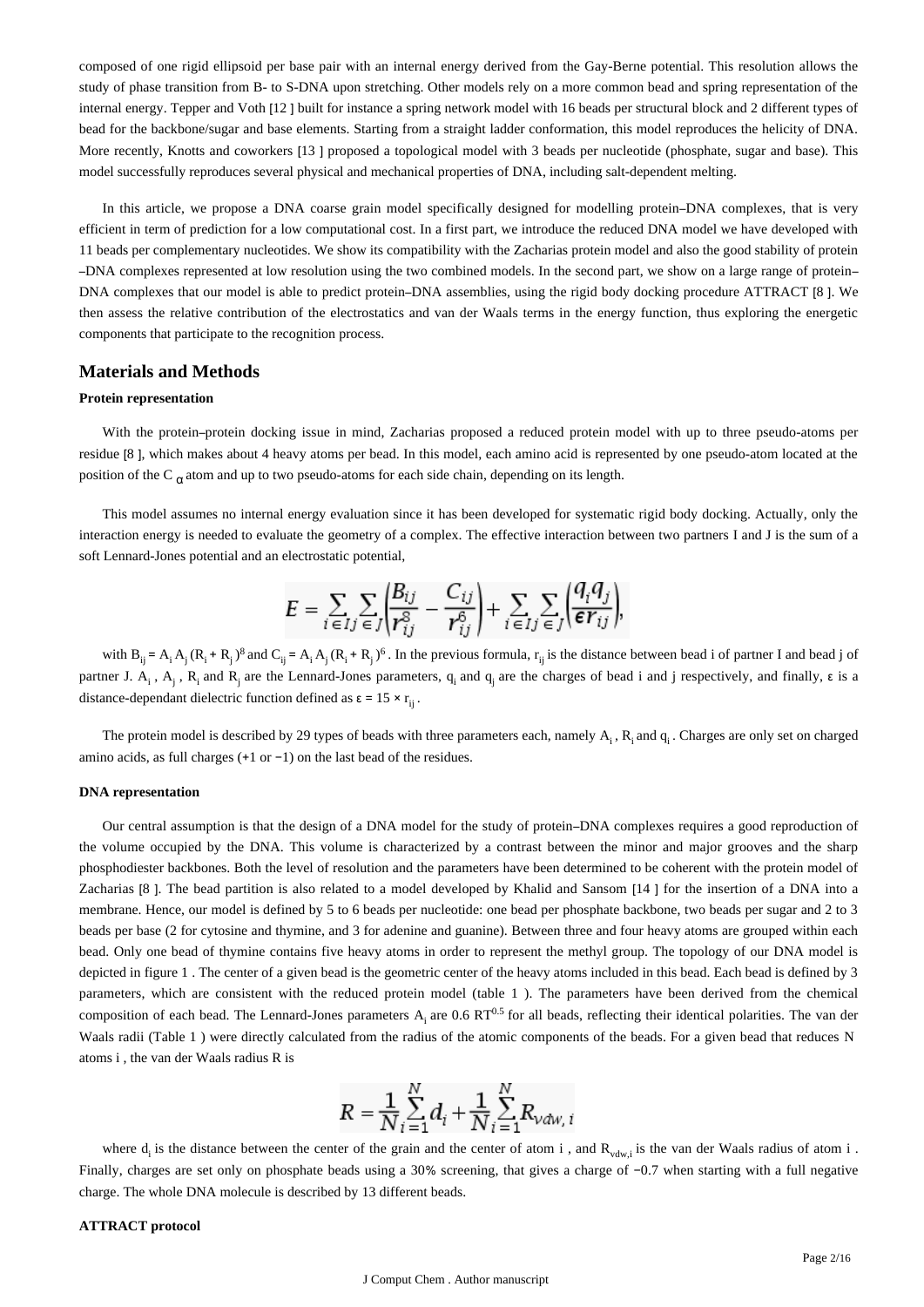composed of one rigid ellipsoid per base pair with an internal energy derived from the Gay-Berne potential. This resolution allows the study of phase transition from B- to S-DNA upon stretching. Other models rely on a more common bead and spring representation of the internal energy. Tepper and Voth [12 ] built for instance a spring network model with 16 beads per structural block and 2 different types of bead for the backbone/sugar and base elements. Starting from a straight ladder conformation, this model reproduces the helicity of DNA. More recently, Knotts and coworkers [13 ] proposed a topological model with 3 beads per nucleotide (phosphate, sugar and base). This model successfully reproduces several physical and mechanical properties of DNA, including salt-dependent melting.

In this article, we propose a DNA coarse grain model specifically designed for modelling protein–DNA complexes, that is very efficient in term of prediction for a low computational cost. In a first part, we introduce the reduced DNA model we have developed with 11 beads per complementary nucleotides. We show its compatibility with the Zacharias protein model and also the good stability of protein–DNA complexes represented at low resolution using the two combined models. In the second part, we show on a large range of protein–DNA complexes that our model is able to predict protein–DNA assemblies, using the rigid body docking procedure ATTRACT [8 ]. We then assess the relative contribution of the electrostatics and van der Waals terms in the energy function, thus exploring the energetic components that participate to the recognition process.

## Materials and Methods

### Protein representation

With the protein–protein docking issue in mind, Zacharias proposed a reduced protein model with up to three pseudo-atoms per residue [8 ], which makes about 4 heavy atoms per bead. In this model, each amino acid is represented by one pseudo-atom located at the position of the $C_{\alpha}$ atom and up to two pseudo-atoms for each side chain, depending on its length.

This model assumes no internal energy evaluation since it has been developed for systematic rigid body docking. Actually, only the interaction energy is needed to evaluate the geometry of a complex. The effective interaction between two partners I and J is the sum of a soft Lennard-Jones potential and an electrostatic potential,

$$E = \sum_{i \in I} \sum_{j \in J} \left( \frac{B_{ij}}{r_{ij}^{8}} - \frac{C_{ij}}{r_{ij}^{6}} \right) + \sum_{i \in I} \sum_{j \in J} \left( \frac{q_i q_j}{\epsilon r_{ij}} \right),$$

with $B_{ij} = A_i A_j (R_i + R_j)^8$ and $C_{ij} = A_i A_j (R_i + R_j)^6$ . In the previous formula, $r_{ij}$ is the distance between bead i of partner I and bead j of partner J. $A_i$ , $A_j$ , $R_i$ and $R_j$ are the Lennard-Jones parameters, $q_i$ and $q_j$ are the charges of bead i and j respectively, and finally, $\epsilon$ is a distance-dependant dielectric function defined as $\epsilon = 15 \times r_{ij}$ .

The protein model is described by 29 types of beads with three parameters each, namely $A_i$ , $R_i$ and $q_i$ . Charges are only set on charged amino acids, as full charges (+1 or −1) on the last bead of the residues.

### DNA representation

Our central assumption is that the design of a DNA model for the study of protein–DNA complexes requires a good reproduction of the volume occupied by the DNA. This volume is characterized by a contrast between the minor and major grooves and the sharp phosphodiester backbones. Both the level of resolution and the parameters have been determined to be coherent with the protein model of Zacharias [8 ]. The bead partition is also related to a model developed by Khalid and Sansom [14 ] for the insertion of a DNA into a membrane. Hence, our model is defined by 5 to 6 beads per nucleotide: one bead per phosphate backbone, two beads per sugar and 2 to 3 beads per base (2 for cytosine and thymine, and 3 for adenine and guanine). Between three and four heavy atoms are grouped within each bead. Only one bead of thymine contains five heavy atoms in order to represent the methyl group. The topology of our DNA model is depicted in figure 1 . The center of a given bead is the geometric center of the heavy atoms included in this bead. Each bead is defined by 3 parameters, which are consistent with the reduced protein model (table 1 ). The parameters have been derived from the chemical composition of each bead. The Lennard-Jones parameters $A_i$ are 0.6 $RT^{0.5}$ for all beads, reflecting their identical polarities. The van der Waals radii (Table 1 ) were directly calculated from the radius of the atomic components of the beads. For a given bead that reduces N atoms i , the van der Waals radius R is

$$R = \frac{1}{N} \sum_{i=1}^{N} d_i + \frac{1}{N} \sum_{i=1}^{N} R_{vdw,\,i}$$

where $d_i$ is the distance between the center of the grain and the center of atom i , and $R_{vdw,i}$ is the van der Waals radius of atom i . Finally, charges are set only on phosphate beads using a 30% screening, that gives a charge of −0.7 when starting with a full negative charge. The whole DNA molecule is described by 13 different beads.

### ATTRACT protocol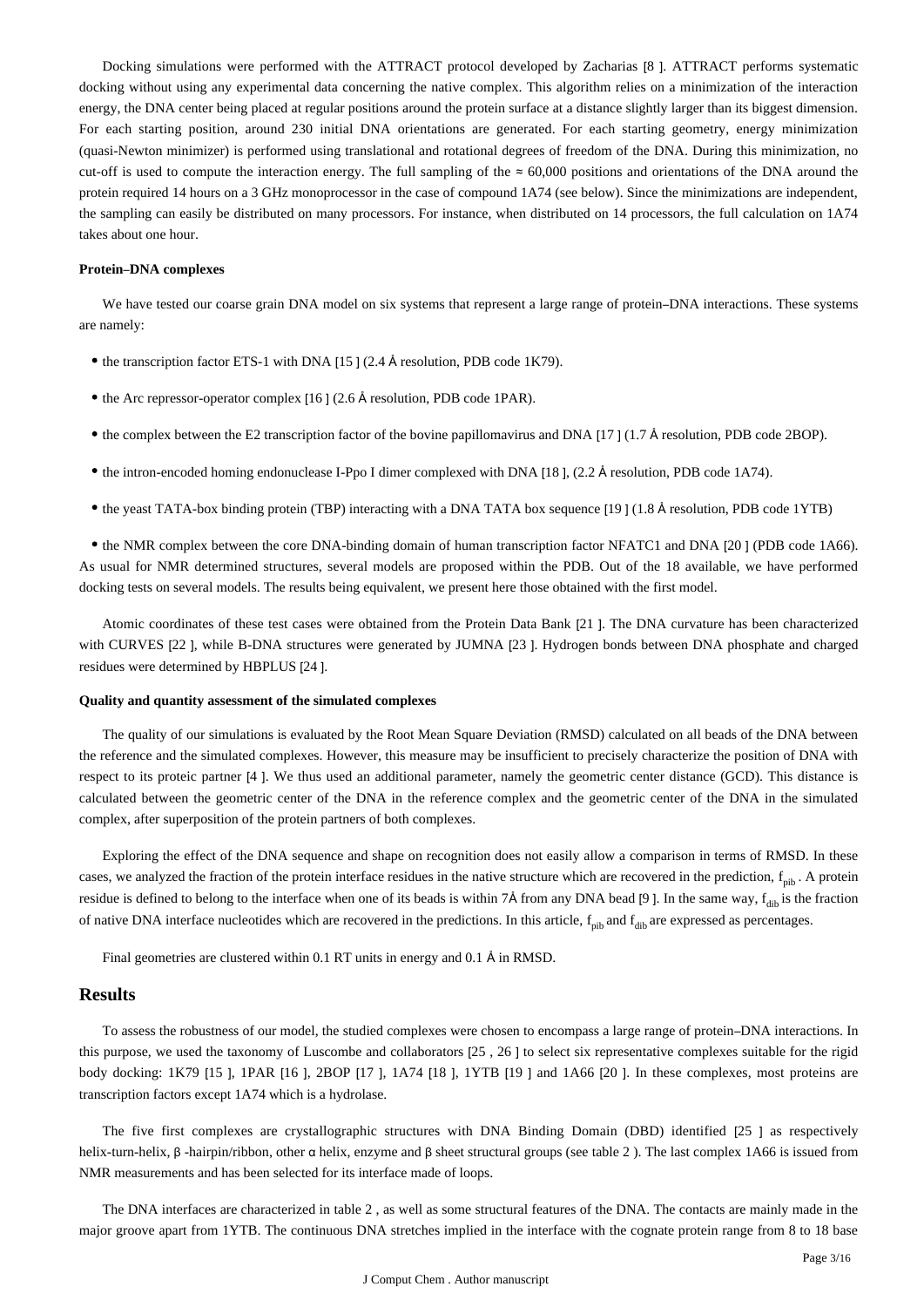Docking simulations were performed with the ATTRACT protocol developed by Zacharias [8 ]. ATTRACT performs systematic docking without using any experimental data concerning the native complex. This algorithm relies on a minimization of the interaction energy, the DNA center being placed at regular positions around the protein surface at a distance slightly larger than its biggest dimension. For each starting position, around 230 initial DNA orientations are generated. For each starting geometry, energy minimization (quasi-Newton minimizer) is performed using translational and rotational degrees of freedom of the DNA. During this minimization, no cut-off is used to compute the interaction energy. The full sampling of the ≈ 60,000 positions and orientations of the DNA around the protein required 14 hours on a 3 GHz monoprocessor in the case of compound 1A74 (see below). Since the minimizations are independent, the sampling can easily be distributed on many processors. For instance, when distributed on 14 processors, the full calculation on 1A74 takes about one hour.

#### Protein–DNA complexes

We have tested our coarse grain DNA model on six systems that represent a large range of protein–DNA interactions. These systems are namely:

- the transcription factor ETS-1 with DNA [15 ] (2.4 Å resolution, PDB code 1K79).
- the Arc repressor-operator complex [16 ] (2.6 Å resolution, PDB code 1PAR).
- the complex between the E2 transcription factor of the bovine papillomavirus and DNA [17 ] (1.7 Å resolution, PDB code 2BOP).
- the intron-encoded homing endonuclease I-Ppo I dimer complexed with DNA [18 ], (2.2 Å resolution, PDB code 1A74).
- the yeast TATA-box binding protein (TBP) interacting with a DNA TATA box sequence [19 ] (1.8 Å resolution, PDB code 1YTB)
- the NMR complex between the core DNA-binding domain of human transcription factor NFATC1 and DNA [20 ] (PDB code 1A66). As usual for NMR determined structures, several models are proposed within the PDB. Out of the 18 available, we have performed docking tests on several models. The results being equivalent, we present here those obtained with the first model.

Atomic coordinates of these test cases were obtained from the Protein Data Bank [21 ]. The DNA curvature has been characterized with CURVES [22 ], while B-DNA structures were generated by JUMNA [23 ]. Hydrogen bonds between DNA phosphate and charged residues were determined by HBPLUS [24 ].

#### Quality and quantity assessment of the simulated complexes

The quality of our simulations is evaluated by the Root Mean Square Deviation (RMSD) calculated on all beads of the DNA between the reference and the simulated complexes. However, this measure may be insufficient to precisely characterize the position of DNA with respect to its proteic partner [4 ]. We thus used an additional parameter, namely the geometric center distance (GCD). This distance is calculated between the geometric center of the DNA in the reference complex and the geometric center of the DNA in the simulated complex, after superposition of the protein partners of both complexes.

Exploring the effect of the DNA sequence and shape on recognition does not easily allow a comparison in terms of RMSD. In these cases, we analyzed the fraction of the protein interface residues in the native structure which are recovered in the prediction, $f_{pib}$ . A protein residue is defined to belong to the interface when one of its beads is within 7Å from any DNA bead [9 ]. In the same way, $f_{dib}$ is the fraction of native DNA interface nucleotides which are recovered in the predictions. In this article, $f_{pib}$ and $f_{dib}$ are expressed as percentages.

Final geometries are clustered within 0.1 RT units in energy and 0.1 Å in RMSD.

## Results

To assess the robustness of our model, the studied complexes were chosen to encompass a large range of protein–DNA interactions. In this purpose, we used the taxonomy of Luscombe and collaborators [25 , 26 ] to select six representative complexes suitable for the rigid body docking: 1K79 [15 ], 1PAR [16 ], 2BOP [17 ], 1A74 [18 ], 1YTB [19 ] and 1A66 [20 ]. In these complexes, most proteins are transcription factors except 1A74 which is a hydrolase.

The five first complexes are crystallographic structures with DNA Binding Domain (DBD) identified [25 ] as respectively helix-turn-helix, β -hairpin/ribbon, other α helix, enzyme and β sheet structural groups (see table 2 ). The last complex 1A66 is issued from NMR measurements and has been selected for its interface made of loops.

The DNA interfaces are characterized in table 2 , as well as some structural features of the DNA. The contacts are mainly made in the major groove apart from 1YTB. The continuous DNA stretches implied in the interface with the cognate protein range from 8 to 18 base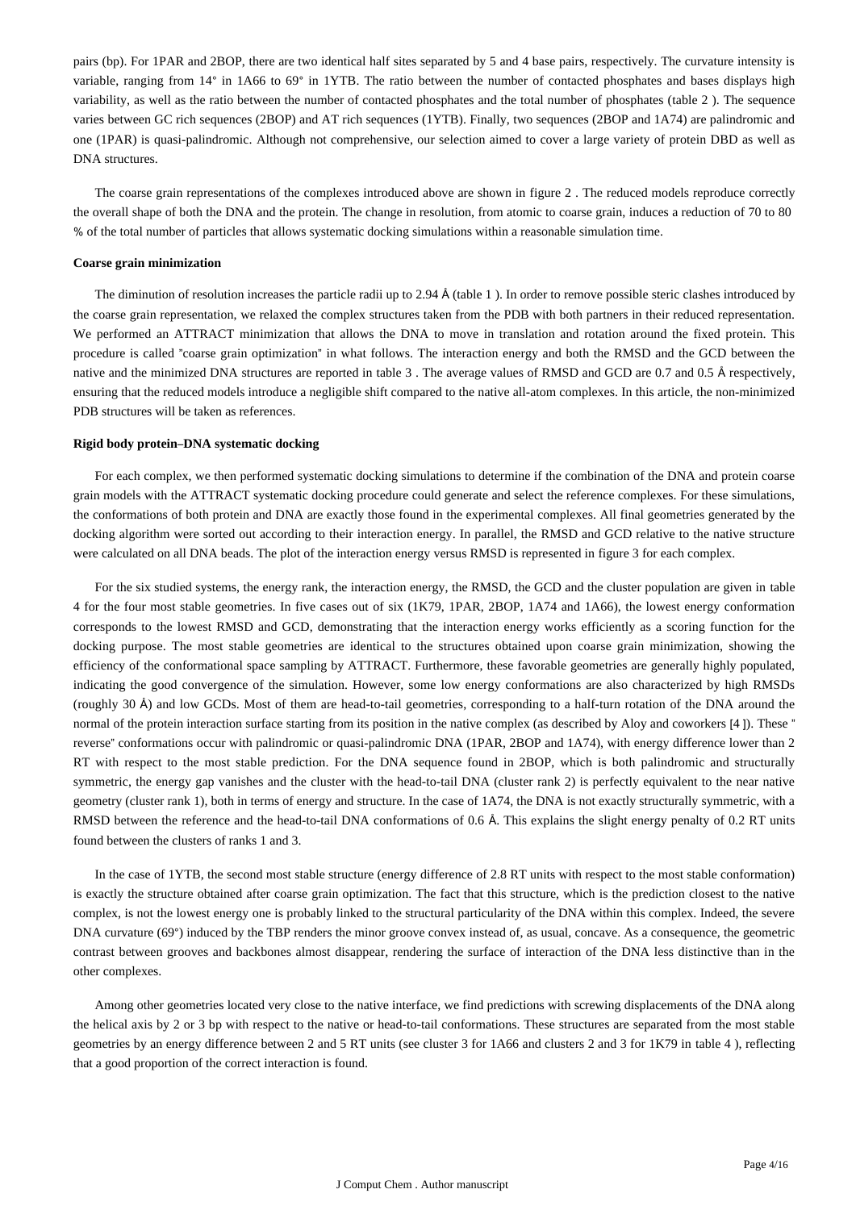pairs (bp). For 1PAR and 2BOP, there are two identical half sites separated by 5 and 4 base pairs, respectively. The curvature intensity is variable, ranging from 14° in 1A66 to 69° in 1YTB. The ratio between the number of contacted phosphates and bases displays high variability, as well as the ratio between the number of contacted phosphates and the total number of phosphates (table 2 ). The sequence varies between GC rich sequences (2BOP) and AT rich sequences (1YTB). Finally, two sequences (2BOP and 1A74) are palindromic and one (1PAR) is quasi-palindromic. Although not comprehensive, our selection aimed to cover a large variety of protein DBD as well as DNA structures.

The coarse grain representations of the complexes introduced above are shown in figure 2 . The reduced models reproduce correctly the overall shape of both the DNA and the protein. The change in resolution, from atomic to coarse grain, induces a reduction of 70 to 80 % of the total number of particles that allows systematic docking simulations within a reasonable simulation time.

#### Coarse grain minimization

The diminution of resolution increases the particle radii up to 2.94 Å (table 1 ). In order to remove possible steric clashes introduced by the coarse grain representation, we relaxed the complex structures taken from the PDB with both partners in their reduced representation. We performed an ATTRACT minimization that allows the DNA to move in translation and rotation around the fixed protein. This procedure is called "coarse grain optimization" in what follows. The interaction energy and both the RMSD and the GCD between the native and the minimized DNA structures are reported in table 3 . The average values of RMSD and GCD are 0.7 and 0.5 Å respectively, ensuring that the reduced models introduce a negligible shift compared to the native all-atom complexes. In this article, the non-minimized PDB structures will be taken as references.

#### Rigid body protein–DNA systematic docking

For each complex, we then performed systematic docking simulations to determine if the combination of the DNA and protein coarse grain models with the ATTRACT systematic docking procedure could generate and select the reference complexes. For these simulations, the conformations of both protein and DNA are exactly those found in the experimental complexes. All final geometries generated by the docking algorithm were sorted out according to their interaction energy. In parallel, the RMSD and GCD relative to the native structure were calculated on all DNA beads. The plot of the interaction energy versus RMSD is represented in figure 3 for each complex.

For the six studied systems, the energy rank, the interaction energy, the RMSD, the GCD and the cluster population are given in table 4 for the four most stable geometries. In five cases out of six (1K79, 1PAR, 2BOP, 1A74 and 1A66), the lowest energy conformation corresponds to the lowest RMSD and GCD, demonstrating that the interaction energy works efficiently as a scoring function for the docking purpose. The most stable geometries are identical to the structures obtained upon coarse grain minimization, showing the efficiency of the conformational space sampling by ATTRACT. Furthermore, these favorable geometries are generally highly populated, indicating the good convergence of the simulation. However, some low energy conformations are also characterized by high RMSDs (roughly 30 Å) and low GCDs. Most of them are head-to-tail geometries, corresponding to a half-turn rotation of the DNA around the normal of the protein interaction surface starting from its position in the native complex (as described by Aloy and coworkers [4 ]). These " reverse" conformations occur with palindromic or quasi-palindromic DNA (1PAR, 2BOP and 1A74), with energy difference lower than 2 RT with respect to the most stable prediction. For the DNA sequence found in 2BOP, which is both palindromic and structurally symmetric, the energy gap vanishes and the cluster with the head-to-tail DNA (cluster rank 2) is perfectly equivalent to the near native geometry (cluster rank 1), both in terms of energy and structure. In the case of 1A74, the DNA is not exactly structurally symmetric, with a RMSD between the reference and the head-to-tail DNA conformations of 0.6 Å. This explains the slight energy penalty of 0.2 RT units found between the clusters of ranks 1 and 3.

In the case of 1YTB, the second most stable structure (energy difference of 2.8 RT units with respect to the most stable conformation) is exactly the structure obtained after coarse grain optimization. The fact that this structure, which is the prediction closest to the native complex, is not the lowest energy one is probably linked to the structural particularity of the DNA within this complex. Indeed, the severe DNA curvature (69°) induced by the TBP renders the minor groove convex instead of, as usual, concave. As a consequence, the geometric contrast between grooves and backbones almost disappear, rendering the surface of interaction of the DNA less distinctive than in the other complexes.

Among other geometries located very close to the native interface, we find predictions with screwing displacements of the DNA along the helical axis by 2 or 3 bp with respect to the native or head-to-tail conformations. These structures are separated from the most stable geometries by an energy difference between 2 and 5 RT units (see cluster 3 for 1A66 and clusters 2 and 3 for 1K79 in table 4 ), reflecting that a good proportion of the correct interaction is found.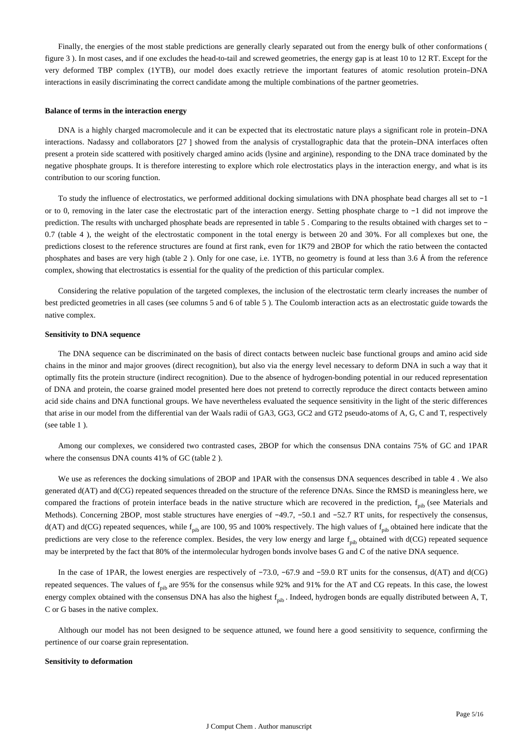Finally, the energies of the most stable predictions are generally clearly separated out from the energy bulk of other conformations ( figure 3 ). In most cases, and if one excludes the head-to-tail and screwed geometries, the energy gap is at least 10 to 12 RT. Except for the very deformed TBP complex (1YTB), our model does exactly retrieve the important features of atomic resolution protein–DNA interactions in easily discriminating the correct candidate among the multiple combinations of the partner geometries.

#### Balance of terms in the interaction energy

DNA is a highly charged macromolecule and it can be expected that its electrostatic nature plays a significant role in protein–DNA interactions. Nadassy and collaborators [27 ] showed from the analysis of crystallographic data that the protein–DNA interfaces often present a protein side scattered with positively charged amino acids (lysine and arginine), responding to the DNA trace dominated by the negative phosphate groups. It is therefore interesting to explore which role electrostatics plays in the interaction energy, and what is its contribution to our scoring function.

To study the influence of electrostatics, we performed additional docking simulations with DNA phosphate bead charges all set to −1 or to 0, removing in the later case the electrostatic part of the interaction energy. Setting phosphate charge to −1 did not improve the prediction. The results with uncharged phosphate beads are represented in table 5 . Comparing to the results obtained with charges set to −0.7 (table 4 ), the weight of the electrostatic component in the total energy is between 20 and 30%. For all complexes but one, the predictions closest to the reference structures are found at first rank, even for 1K79 and 2BOP for which the ratio between the contacted phosphates and bases are very high (table 2 ). Only for one case, i.e. 1YTB, no geometry is found at less than 3.6 Å from the reference complex, showing that electrostatics is essential for the quality of the prediction of this particular complex.

Considering the relative population of the targeted complexes, the inclusion of the electrostatic term clearly increases the number of best predicted geometries in all cases (see columns 5 and 6 of table 5 ). The Coulomb interaction acts as an electrostatic guide towards the native complex.

#### Sensitivity to DNA sequence

The DNA sequence can be discriminated on the basis of direct contacts between nucleic base functional groups and amino acid side chains in the minor and major grooves (direct recognition), but also via the energy level necessary to deform DNA in such a way that it optimally fits the protein structure (indirect recognition). Due to the absence of hydrogen-bonding potential in our reduced representation of DNA and protein, the coarse grained model presented here does not pretend to correctly reproduce the direct contacts between amino acid side chains and DNA functional groups. We have nevertheless evaluated the sequence sensitivity in the light of the steric differences that arise in our model from the differential van der Waals radii of GA3, GG3, GC2 and GT2 pseudo-atoms of A, G, C and T, respectively (see table 1 ).

Among our complexes, we considered two contrasted cases, 2BOP for which the consensus DNA contains 75% of GC and 1PAR where the consensus DNA counts 41% of GC (table 2 ).

We use as references the docking simulations of 2BOP and 1PAR with the consensus DNA sequences described in table 4 . We also generated d(AT) and d(CG) repeated sequences threaded on the structure of the reference DNAs. Since the RMSD is meaningless here, we compared the fractions of protein interface beads in the native structure which are recovered in the prediction, $f_{pib}$ (see Materials and Methods). Concerning 2BOP, most stable structures have energies of −49.7, −50.1 and −52.7 RT units, for respectively the consensus, d(AT) and d(CG) repeated sequences, while $f_{pib}$ are 100, 95 and 100% respectively. The high values of $f_{pib}$ obtained here indicate that the predictions are very close to the reference complex. Besides, the very low energy and large $f_{pib}$ obtained with d(CG) repeated sequence may be interpreted by the fact that 80% of the intermolecular hydrogen bonds involve bases G and C of the native DNA sequence.

In the case of 1PAR, the lowest energies are respectively of −73.0, −67.9 and −59.0 RT units for the consensus, d(AT) and d(CG) repeated sequences. The values of $f_{pib}$ are 95% for the consensus while 92% and 91% for the AT and CG repeats. In this case, the lowest energy complex obtained with the consensus DNA has also the highest $f_{pib}$ . Indeed, hydrogen bonds are equally distributed between A, T, C or G bases in the native complex.

Although our model has not been designed to be sequence attuned, we found here a good sensitivity to sequence, confirming the pertinence of our coarse grain representation.

#### Sensitivity to deformation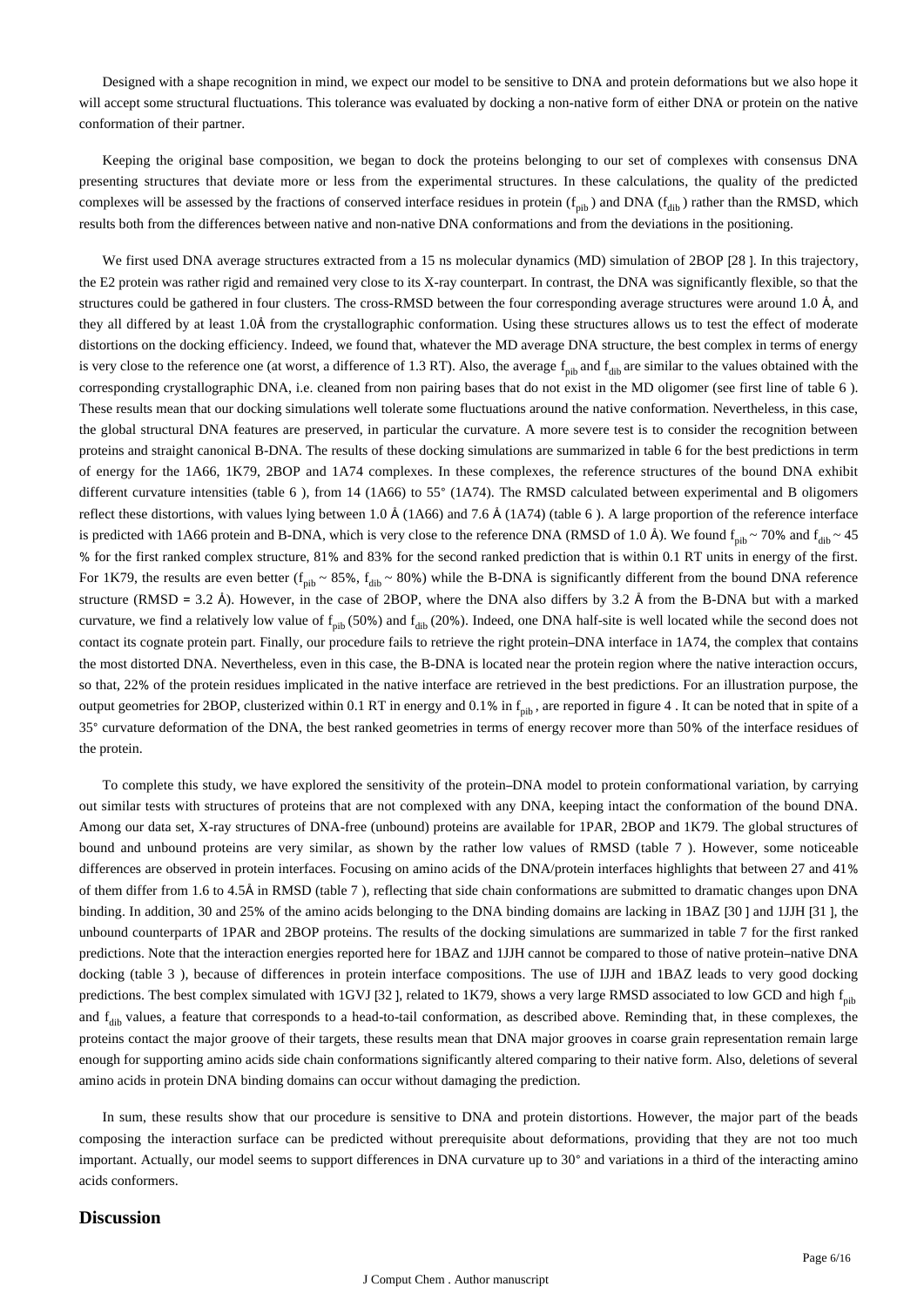Designed with a shape recognition in mind, we expect our model to be sensitive to DNA and protein deformations but we also hope it will accept some structural fluctuations. This tolerance was evaluated by docking a non-native form of either DNA or protein on the native conformation of their partner.

Keeping the original base composition, we began to dock the proteins belonging to our set of complexes with consensus DNA presenting structures that deviate more or less from the experimental structures. In these calculations, the quality of the predicted complexes will be assessed by the fractions of conserved interface residues in protein ($f_{pib}$) and DNA ($f_{dib}$) rather than the RMSD, which results both from the differences between native and non-native DNA conformations and from the deviations in the positioning.

We first used DNA average structures extracted from a 15 ns molecular dynamics (MD) simulation of 2BOP [28 ]. In this trajectory, the E2 protein was rather rigid and remained very close to its X-ray counterpart. In contrast, the DNA was significantly flexible, so that the structures could be gathered in four clusters. The cross-RMSD between the four corresponding average structures were around 1.0 Å, and they all differed by at least 1.0Å from the crystallographic conformation. Using these structures allows us to test the effect of moderate distortions on the docking efficiency. Indeed, we found that, whatever the MD average DNA structure, the best complex in terms of energy is very close to the reference one (at worst, a difference of 1.3 RT). Also, the average $f_{pib}$ and $f_{dib}$ are similar to the values obtained with the corresponding crystallographic DNA, i.e. cleaned from non pairing bases that do not exist in the MD oligomer (see first line of table 6 ). These results mean that our docking simulations well tolerate some fluctuations around the native conformation. Nevertheless, in this case, the global structural DNA features are preserved, in particular the curvature. A more severe test is to consider the recognition between proteins and straight canonical B-DNA. The results of these docking simulations are summarized in table 6 for the best predictions in term of energy for the 1A66, 1K79, 2BOP and 1A74 complexes. In these complexes, the reference structures of the bound DNA exhibit different curvature intensities (table 6 ), from 14 (1A66) to 55° (1A74). The RMSD calculated between experimental and B oligomers reflect these distortions, with values lying between 1.0 Å (1A66) and 7.6 Å (1A74) (table 6 ). A large proportion of the reference interface is predicted with 1A66 protein and B-DNA, which is very close to the reference DNA (RMSD of 1.0 Å). We found $f_{pib}$ ~ 70% and $f_{dib}$ ~ 45 % for the first ranked complex structure, 81% and 83% for the second ranked prediction that is within 0.1 RT units in energy of the first. For 1K79, the results are even better ($f_{pib}$ ~ 85%, $f_{dib}$ ~ 80%) while the B-DNA is significantly different from the bound DNA reference structure (RMSD = 3.2 Å). However, in the case of 2BOP, where the DNA also differs by 3.2 Å from the B-DNA but with a marked curvature, we find a relatively low value of $f_{pib}$ (50%) and $f_{dib}$ (20%). Indeed, one DNA half-site is well located while the second does not contact its cognate protein part. Finally, our procedure fails to retrieve the right protein–DNA interface in 1A74, the complex that contains the most distorted DNA. Nevertheless, even in this case, the B-DNA is located near the protein region where the native interaction occurs, so that, 22% of the protein residues implicated in the native interface are retrieved in the best predictions. For an illustration purpose, the output geometries for 2BOP, clusterized within 0.1 RT in energy and 0.1% in $f_{pib}$ , are reported in figure 4 . It can be noted that in spite of a 35° curvature deformation of the DNA, the best ranked geometries in terms of energy recover more than 50% of the interface residues of the protein.

To complete this study, we have explored the sensitivity of the protein–DNA model to protein conformational variation, by carrying out similar tests with structures of proteins that are not complexed with any DNA, keeping intact the conformation of the bound DNA. Among our data set, X-ray structures of DNA-free (unbound) proteins are available for 1PAR, 2BOP and 1K79. The global structures of bound and unbound proteins are very similar, as shown by the rather low values of RMSD (table 7 ). However, some noticeable differences are observed in protein interfaces. Focusing on amino acids of the DNA/protein interfaces highlights that between 27 and 41% of them differ from 1.6 to 4.5Å in RMSD (table 7 ), reflecting that side chain conformations are submitted to dramatic changes upon DNA binding. In addition, 30 and 25% of the amino acids belonging to the DNA binding domains are lacking in 1BAZ [30 ] and 1JJH [31 ], the unbound counterparts of 1PAR and 2BOP proteins. The results of the docking simulations are summarized in table 7 for the first ranked predictions. Note that the interaction energies reported here for 1BAZ and 1JJH cannot be compared to those of native protein–native DNA docking (table 3 ), because of differences in protein interface compositions. The use of IJJH and 1BAZ leads to very good docking predictions. The best complex simulated with 1GVJ [32 ], related to 1K79, shows a very large RMSD associated to low GCD and high $f_{pib}$ and $f_{dib}$ values, a feature that corresponds to a head-to-tail conformation, as described above. Reminding that, in these complexes, the proteins contact the major groove of their targets, these results mean that DNA major grooves in coarse grain representation remain large enough for supporting amino acids side chain conformations significantly altered comparing to their native form. Also, deletions of several amino acids in protein DNA binding domains can occur without damaging the prediction.

In sum, these results show that our procedure is sensitive to DNA and protein distortions. However, the major part of the beads composing the interaction surface can be predicted without prerequisite about deformations, providing that they are not too much important. Actually, our model seems to support differences in DNA curvature up to 30° and variations in a third of the interacting amino acids conformers.

## Discussion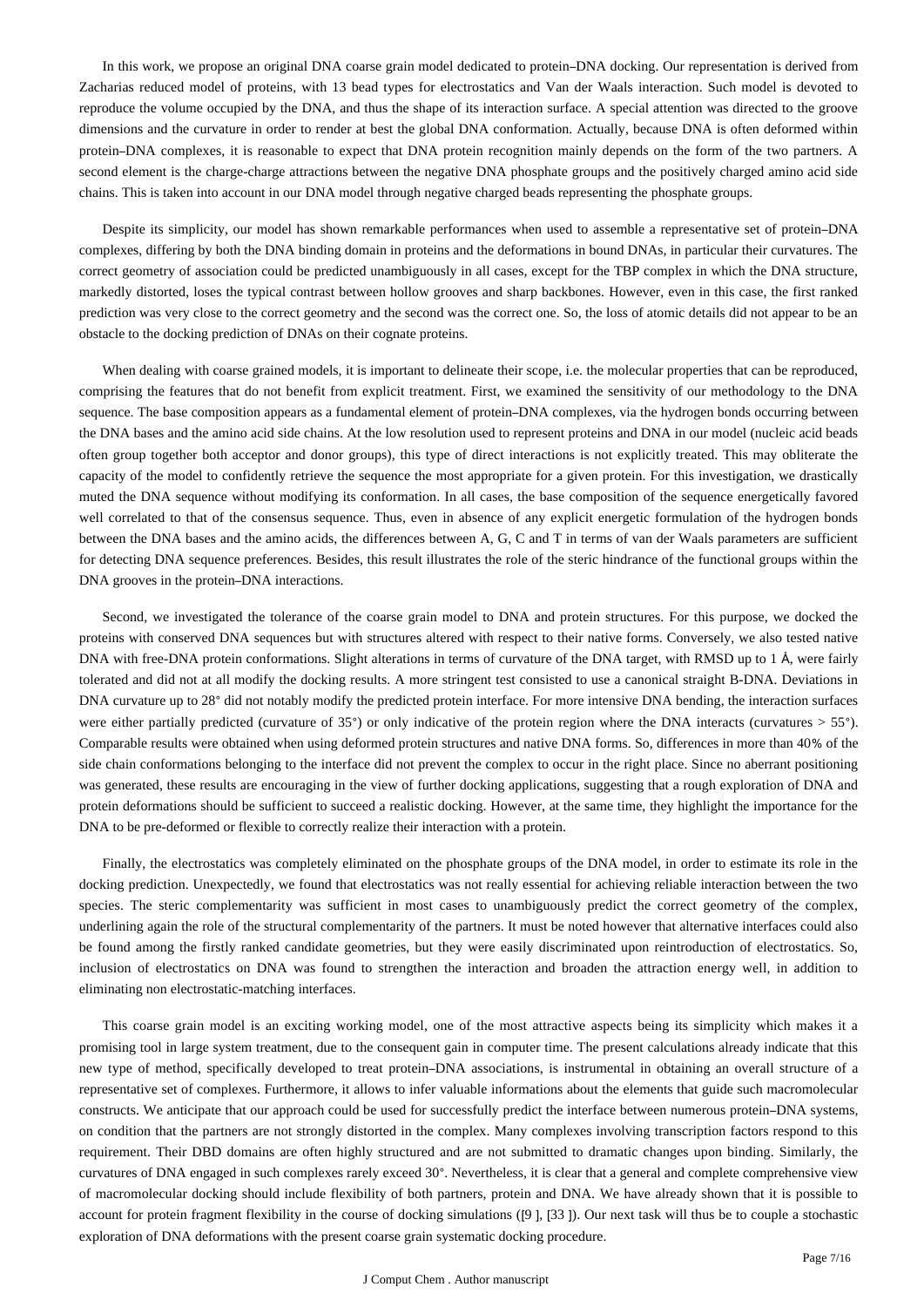In this work, we propose an original DNA coarse grain model dedicated to protein–DNA docking. Our representation is derived from Zacharias reduced model of proteins, with 13 bead types for electrostatics and Van der Waals interaction. Such model is devoted to reproduce the volume occupied by the DNA, and thus the shape of its interaction surface. A special attention was directed to the groove dimensions and the curvature in order to render at best the global DNA conformation. Actually, because DNA is often deformed within protein–DNA complexes, it is reasonable to expect that DNA protein recognition mainly depends on the form of the two partners. A second element is the charge-charge attractions between the negative DNA phosphate groups and the positively charged amino acid side chains. This is taken into account in our DNA model through negative charged beads representing the phosphate groups.

Despite its simplicity, our model has shown remarkable performances when used to assemble a representative set of protein–DNA complexes, differing by both the DNA binding domain in proteins and the deformations in bound DNAs, in particular their curvatures. The correct geometry of association could be predicted unambiguously in all cases, except for the TBP complex in which the DNA structure, markedly distorted, loses the typical contrast between hollow grooves and sharp backbones. However, even in this case, the first ranked prediction was very close to the correct geometry and the second was the correct one. So, the loss of atomic details did not appear to be an obstacle to the docking prediction of DNAs on their cognate proteins.

When dealing with coarse grained models, it is important to delineate their scope, i.e. the molecular properties that can be reproduced, comprising the features that do not benefit from explicit treatment. First, we examined the sensitivity of our methodology to the DNA sequence. The base composition appears as a fundamental element of protein–DNA complexes, via the hydrogen bonds occurring between the DNA bases and the amino acid side chains. At the low resolution used to represent proteins and DNA in our model (nucleic acid beads often group together both acceptor and donor groups), this type of direct interactions is not explicitly treated. This may obliterate the capacity of the model to confidently retrieve the sequence the most appropriate for a given protein. For this investigation, we drastically muted the DNA sequence without modifying its conformation. In all cases, the base composition of the sequence energetically favored well correlated to that of the consensus sequence. Thus, even in absence of any explicit energetic formulation of the hydrogen bonds between the DNA bases and the amino acids, the differences between A, G, C and T in terms of van der Waals parameters are sufficient for detecting DNA sequence preferences. Besides, this result illustrates the role of the steric hindrance of the functional groups within the DNA grooves in the protein–DNA interactions.

Second, we investigated the tolerance of the coarse grain model to DNA and protein structures. For this purpose, we docked the proteins with conserved DNA sequences but with structures altered with respect to their native forms. Conversely, we also tested native DNA with free-DNA protein conformations. Slight alterations in terms of curvature of the DNA target, with RMSD up to 1 Å, were fairly tolerated and did not at all modify the docking results. A more stringent test consisted to use a canonical straight B-DNA. Deviations in DNA curvature up to 28° did not notably modify the predicted protein interface. For more intensive DNA bending, the interaction surfaces were either partially predicted (curvature of 35°) or only indicative of the protein region where the DNA interacts (curvatures > 55°). Comparable results were obtained when using deformed protein structures and native DNA forms. So, differences in more than 40% of the side chain conformations belonging to the interface did not prevent the complex to occur in the right place. Since no aberrant positioning was generated, these results are encouraging in the view of further docking applications, suggesting that a rough exploration of DNA and protein deformations should be sufficient to succeed a realistic docking. However, at the same time, they highlight the importance for the DNA to be pre-deformed or flexible to correctly realize their interaction with a protein.

Finally, the electrostatics was completely eliminated on the phosphate groups of the DNA model, in order to estimate its role in the docking prediction. Unexpectedly, we found that electrostatics was not really essential for achieving reliable interaction between the two species. The steric complementarity was sufficient in most cases to unambiguously predict the correct geometry of the complex, underlining again the role of the structural complementarity of the partners. It must be noted however that alternative interfaces could also be found among the firstly ranked candidate geometries, but they were easily discriminated upon reintroduction of electrostatics. So, inclusion of electrostatics on DNA was found to strengthen the interaction and broaden the attraction energy well, in addition to eliminating non electrostatic-matching interfaces.

This coarse grain model is an exciting working model, one of the most attractive aspects being its simplicity which makes it a promising tool in large system treatment, due to the consequent gain in computer time. The present calculations already indicate that this new type of method, specifically developed to treat protein–DNA associations, is instrumental in obtaining an overall structure of a representative set of complexes. Furthermore, it allows to infer valuable informations about the elements that guide such macromolecular constructs. We anticipate that our approach could be used for successfully predict the interface between numerous protein–DNA systems, on condition that the partners are not strongly distorted in the complex. Many complexes involving transcription factors respond to this requirement. Their DBD domains are often highly structured and are not submitted to dramatic changes upon binding. Similarly, the curvatures of DNA engaged in such complexes rarely exceed 30°. Nevertheless, it is clear that a general and complete comprehensive view of macromolecular docking should include flexibility of both partners, protein and DNA. We have already shown that it is possible to account for protein fragment flexibility in the course of docking simulations ([9 ], [33 ]). Our next task will thus be to couple a stochastic exploration of DNA deformations with the present coarse grain systematic docking procedure.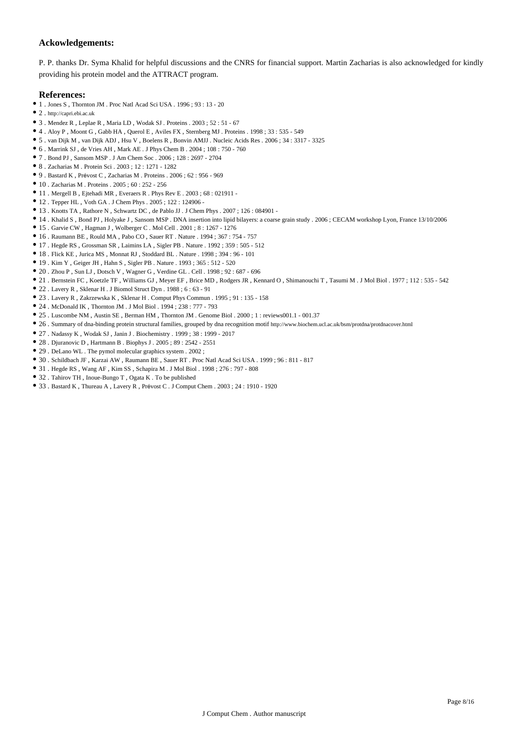### Ackowledgements:

P. P. thanks Dr. Syma Khalid for helpful discussions and the CNRS for financial support. Martin Zacharias is also acknowledged for kindly providing his protein model and the ATTRACT program.

### References:

- 1 . Jones S , Thornton JM . Proc Natl Acad Sci USA . 1996 ; 93 : 13 - 20
- 2 . http://capri.ebi.ac.uk
- 3 . Mendez R , Leplae R , Maria LD , Wodak SJ . Proteins . 2003 ; 52 : 51 - 67
- 4 . Aloy P , Moont G , Gabb HA , Querol E , Aviles FX , Sternberg MJ . Proteins . 1998 ; 33 : 535 - 549
- 5 . van Dijk M , van Dijk ADJ , Hsu V , Boelens R , Bonvin AMJJ . Nucleic Acids Res . 2006 ; 34 : 3317 - 3325
- 6 . Marrink SJ , de Vries AH , Mark AE . J Phys Chem B . 2004 ; 108 : 750 - 760
- 7 . Bond PJ , Sansom MSP . J Am Chem Soc . 2006 ; 128 : 2697 - 2704
- 8 . Zacharias M . Protein Sci . 2003 ; 12 : 1271 - 1282
- 9 . Bastard K , Prévost C , Zacharias M . Proteins . 2006 ; 62 : 956 - 969
- 10 . Zacharias M . Proteins . 2005 ; 60 : 252 - 256
- 11 . Mergell B , Ejtehadi MR , Everaers R . Phys Rev E . 2003 ; 68 : 021911 -
- 12 . Tepper HL , Voth GA . J Chem Phys . 2005 ; 122 : 124906 -
- 13 . Knotts TA , Rathore N , Schwartz DC , de Pablo JJ . J Chem Phys . 2007 ; 126 : 084901 -
- 14 . Khalid S , Bond PJ , Holyake J , Sansom MSP . DNA insertion into lipid bilayers: a coarse grain study . 2006 ; CECAM workshop Lyon, France 13/10/2006
- 15 . Garvie CW , Hagman J , Wolberger C . Mol Cell . 2001 ; 8 : 1267 - 1276
- 16 . Raumann BE , Rould MA , Pabo CO , Sauer RT . Nature . 1994 ; 367 : 754 - 757
- 17 . Hegde RS , Grossman SR , Laimins LA , Sigler PB . Nature . 1992 ; 359 : 505 - 512
- 18 . Flick KE , Jurica MS , Monnat RJ , Stoddard BL . Nature . 1998 ; 394 : 96 - 101
- 19 . Kim Y , Geiger JH , Hahn S , Sigler PB . Nature . 1993 ; 365 : 512 - 520
- 20 . Zhou P , Sun LJ , Dotsch V , Wagner G , Verdine GL . Cell . 1998 ; 92 : 687 - 696
- 21 . Bernstein FC , Koetzle TF , Williams GJ , Meyer EF , Brice MD , Rodgers JR , Kennard O , Shimanouchi T , Tasumi M . J Mol Biol . 1977 ; 112 : 535 - 542
- 22 . Lavery R , Sklenar H . J Biomol Struct Dyn . 1988 ; 6 : 63 - 91
- 23 . Lavery R , Zakrzewska K , Sklenar H . Comput Phys Commun . 1995 ; 91 : 135 - 158
- 24 . McDonald IK , Thornton JM . J Mol Biol . 1994 ; 238 : 777 - 793
- 25 . Luscombe NM , Austin SE , Berman HM , Thornton JM . Genome Biol . 2000 ; 1 : reviews001.1 - 001.37
- 26 . Summary of dna-binding protein structural families, grouped by dna recognition motif http://www.biochem.ucl.ac.uk/bsm/protdna/protdnacover.html
- 27 . Nadassy K , Wodak SJ , Janin J . Biochemistry . 1999 ; 38 : 1999 - 2017
- 28 . Djuranovic D , Hartmann B . Biophys J . 2005 ; 89 : 2542 - 2551
- 29 . DeLano WL . The pymol molecular graphics system . 2002 ;
- 30 . Schildbach JF , Karzai AW , Raumann BE , Sauer RT . Proc Natl Acad Sci USA . 1999 ; 96 : 811 - 817
- 31 . Hegde RS , Wang AF , Kim SS , Schapira M . J Mol Biol . 1998 ; 276 : 797 - 808
- 32 . Tahirov TH , Inoue-Bungo T , Ogata K . To be published
- 33 . Bastard K , Thureau A , Lavery R , Prévost C . J Comput Chem . 2003 ; 24 : 1910 - 1920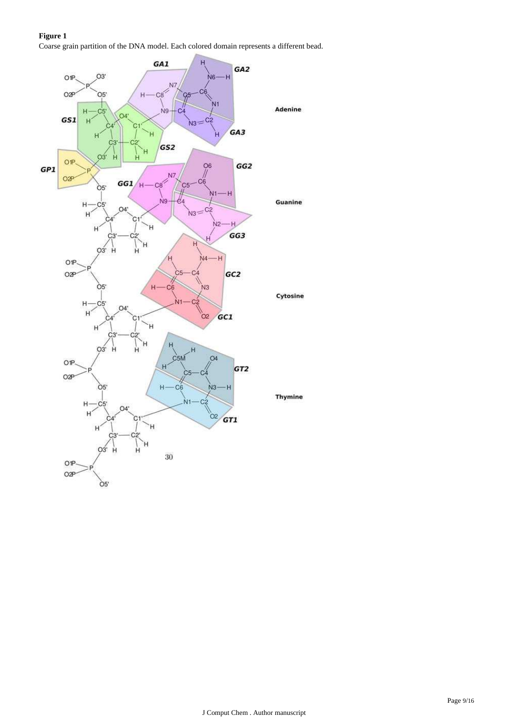**Figure 1**

Coarse grain partition of the DNA model. Each colored domain represents a different bead.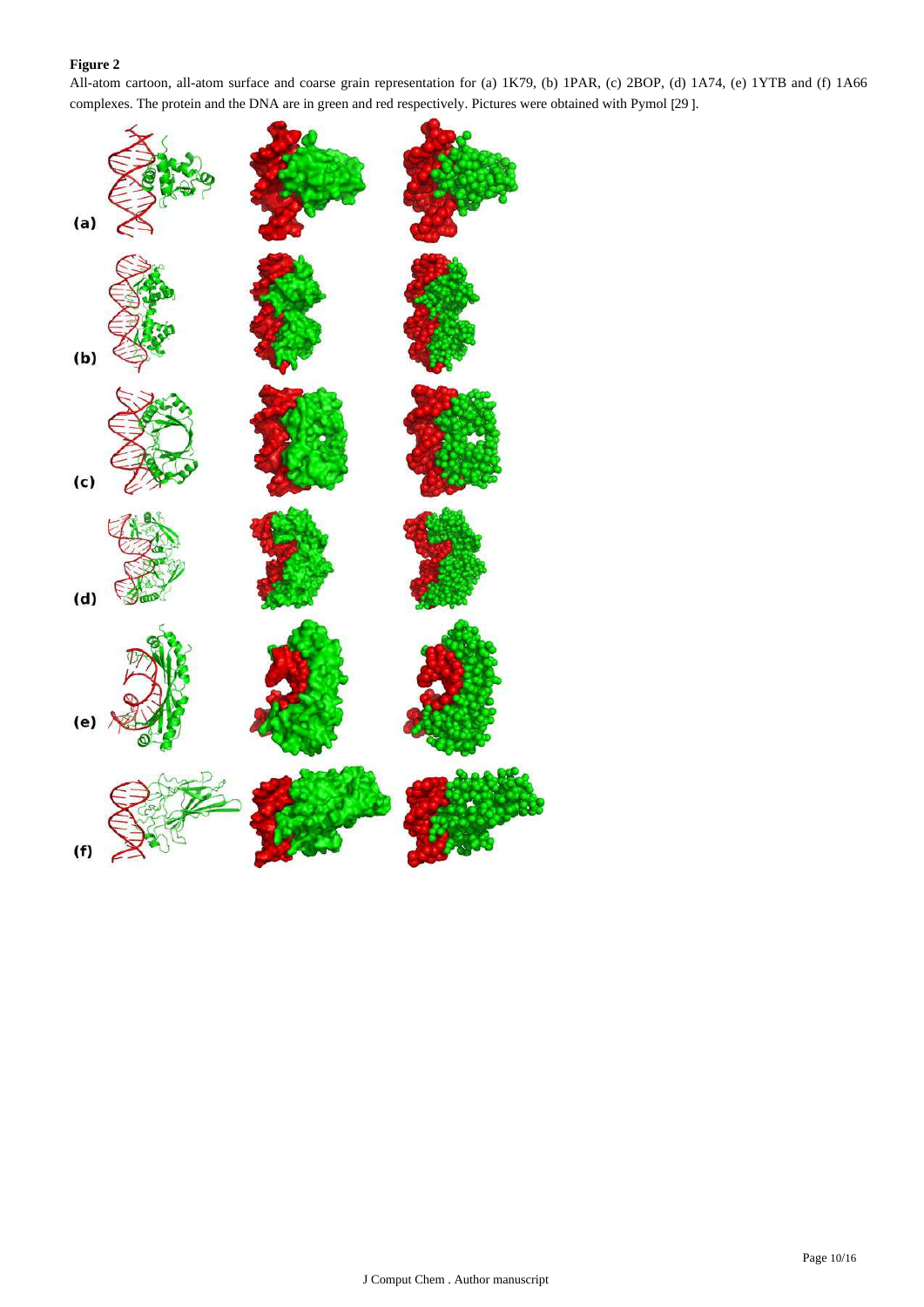**Figure 2**

All-atom cartoon, all-atom surface and coarse grain representation for (a) 1K79, (b) 1PAR, (c) 2BOP, (d) 1A74, (e) 1YTB and (f) 1A66 complexes. The protein and the DNA are in green and red respectively. Pictures were obtained with Pymol [29 ].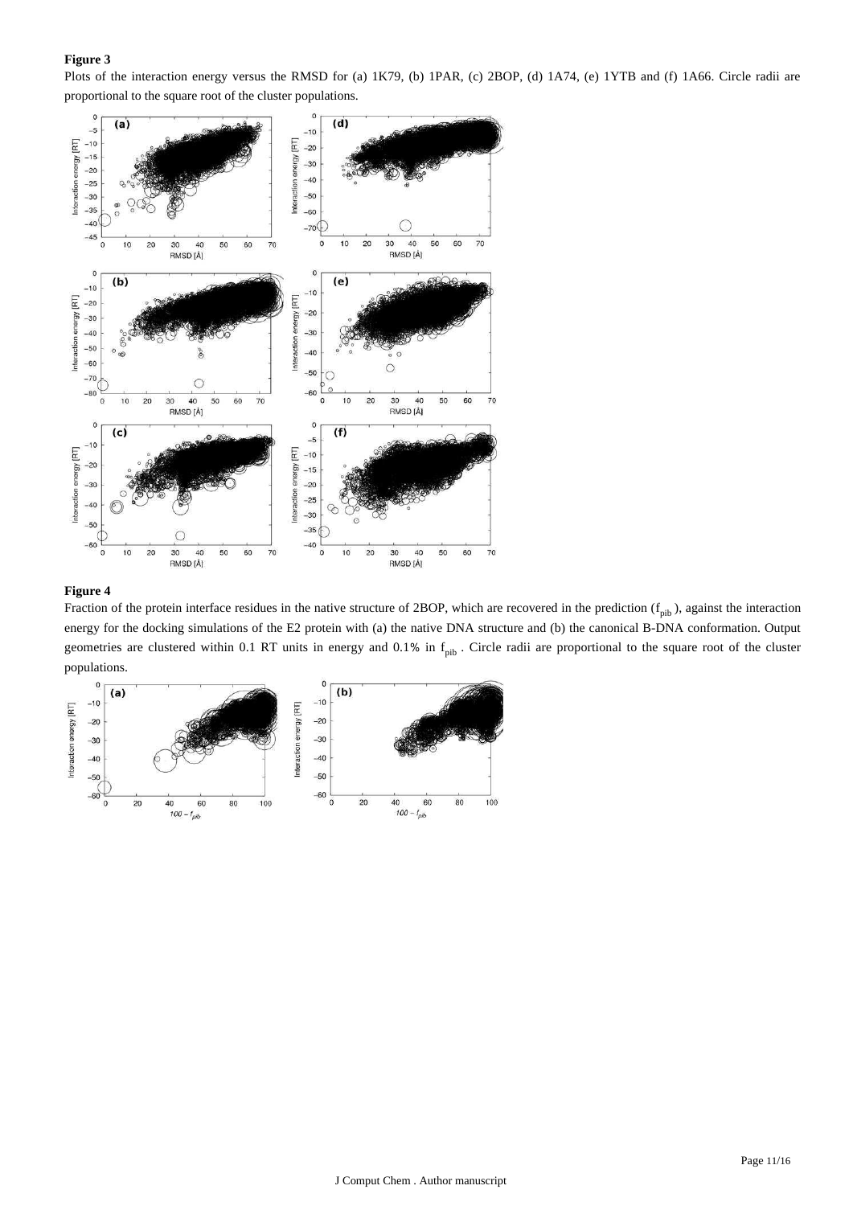**Figure 3**

Plots of the interaction energy versus the RMSD for (a) 1K79, (b) 1PAR, (c) 2BOP, (d) 1A74, (e) 1YTB and (f) 1A66. Circle radii are proportional to the square root of the cluster populations.

**Figure 4**

Fraction of the protein interface residues in the native structure of 2BOP, which are recovered in the prediction ($f_{pib}$), against the interaction energy for the docking simulations of the E2 protein with (a) the native DNA structure and (b) the canonical B-DNA conformation. Output geometries are clustered within 0.1 RT units in energy and 0.1% in $f_{pib}$. Circle radii are proportional to the square root of the cluster populations.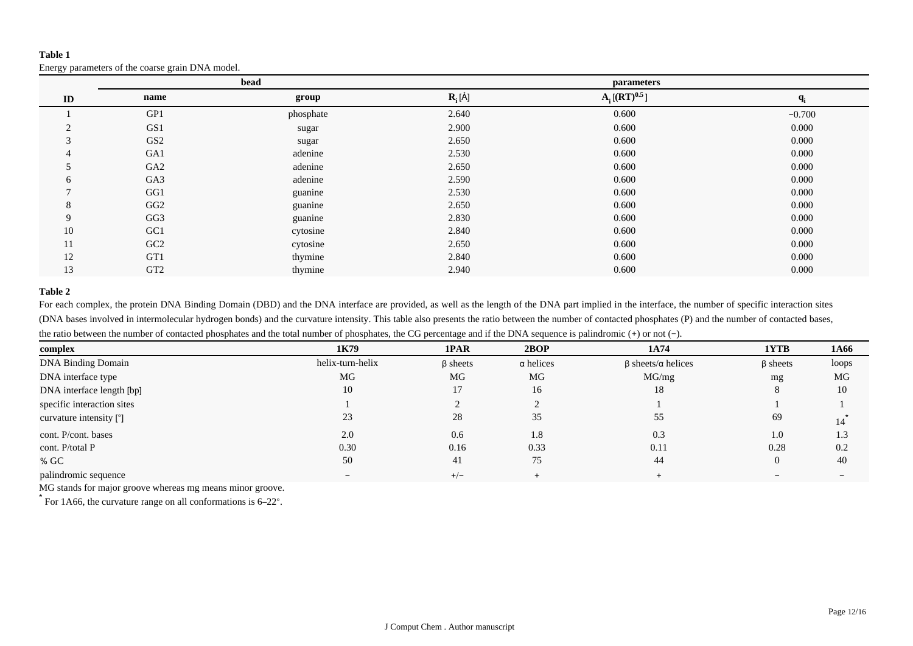**Table 1**

Energy parameters of the coarse grain DNA model.

| | bead | | parameters | | |
|---|---|---|---|---|---|
| **ID** | **name** | **group** | $\mathbf{R_i}$ [Å] | $\mathbf{A_i}$ [$(\mathbf{RT})^{0.5}$] | $\mathbf{q_i}$ |
| 1 | GP1 | phosphate | 2.640 | 0.600 | −0.700 |
| 2 | GS1 | sugar | 2.900 | 0.600 | 0.000 |
| 3 | GS2 | sugar | 2.650 | 0.600 | 0.000 |
| 4 | GA1 | adenine | 2.530 | 0.600 | 0.000 |
| 5 | GA2 | adenine | 2.650 | 0.600 | 0.000 |
| 6 | GA3 | adenine | 2.590 | 0.600 | 0.000 |
| 7 | GG1 | guanine | 2.530 | 0.600 | 0.000 |
| 8 | GG2 | guanine | 2.650 | 0.600 | 0.000 |
| 9 | GG3 | guanine | 2.830 | 0.600 | 0.000 |
| 10 | GC1 | cytosine | 2.840 | 0.600 | 0.000 |
| 11 | GC2 | cytosine | 2.650 | 0.600 | 0.000 |
| 12 | GT1 | thymine | 2.840 | 0.600 | 0.000 |
| 13 | GT2 | thymine | 2.940 | 0.600 | 0.000 |

**Table 2**

For each complex, the protein DNA Binding Domain (DBD) and the DNA interface are provided, as well as the length of the DNA part implied in the interface, the number of specific interaction sites (DNA bases involved in intermolecular hydrogen bonds) and the curvature intensity. This table also presents the ratio between the number of contacted phosphates (P) and the number of contacted bases, the ratio between the number of contacted phosphates and the total number of phosphates, the CG percentage and if the DNA sequence is palindromic (+) or not (−).

| complex | 1K79 | 1PAR | 2BOP | 1A74 | 1YTB | 1A66 |
|---|---|---|---|---|---|---|
| DNA Binding Domain | helix-turn-helix | β sheets | α helices | β sheets/α helices | β sheets | loops |
| DNA interface type | MG | MG | MG | MG/mg | mg | MG |
| DNA interface length [bp] | 10 | 17 | 16 | 18 | 8 | 10 |
| specific interaction sites | 1 | 2 | 2 | 1 | 1 | 1 |
| curvature intensity [°] | 23 | 28 | 35 | 55 | 69 | 14* |
| cont. P/cont. bases | 2.0 | 0.6 | 1.8 | 0.3 | 1.0 | 1.3 |
| cont. P/total P | 0.30 | 0.16 | 0.33 | 0.11 | 0.28 | 0.2 |
| % GC | 50 | 41 | 75 | 44 | 0 | 40 |
| palindromic sequence | − | +/− | + | + | − | − |

MG stands for major groove whereas mg means minor groove.

* For 1A66, the curvature range on all conformations is 6–22°.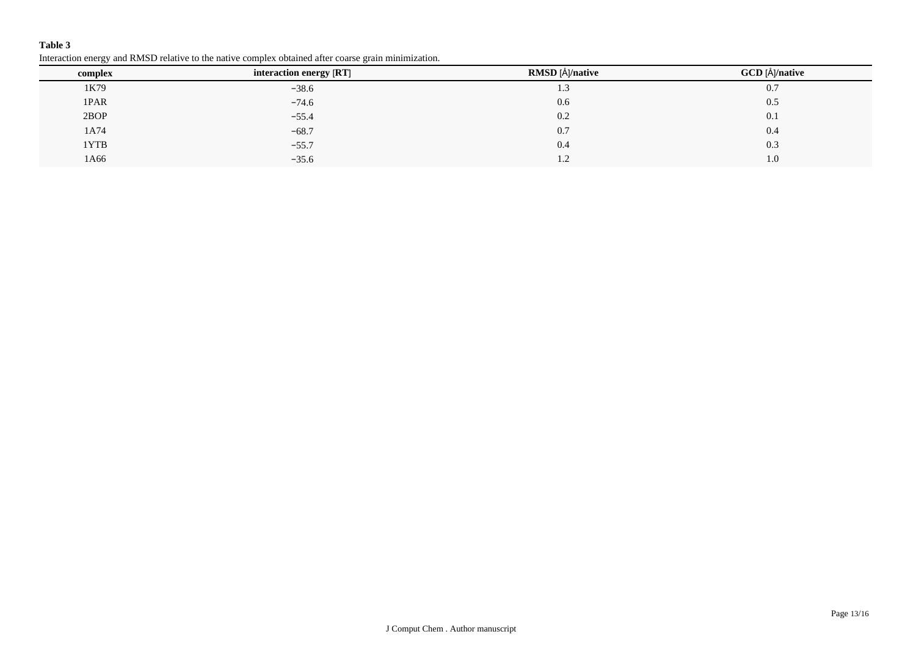**Table 3**

Interaction energy and RMSD relative to the native complex obtained after coarse grain minimization.

| complex | interaction energy [RT] | RMSD [Å]/native | GCD [Å]/native |
|---|---|---|---|
| 1K79 | −38.6 | 1.3 | 0.7 |
| 1PAR | −74.6 | 0.6 | 0.5 |
| 2BOP | −55.4 | 0.2 | 0.1 |
| 1A74 | −68.7 | 0.7 | 0.4 |
| 1YTB | −55.7 | 0.4 | 0.3 |
| 1A66 | −35.6 | 1.2 | 1.0 |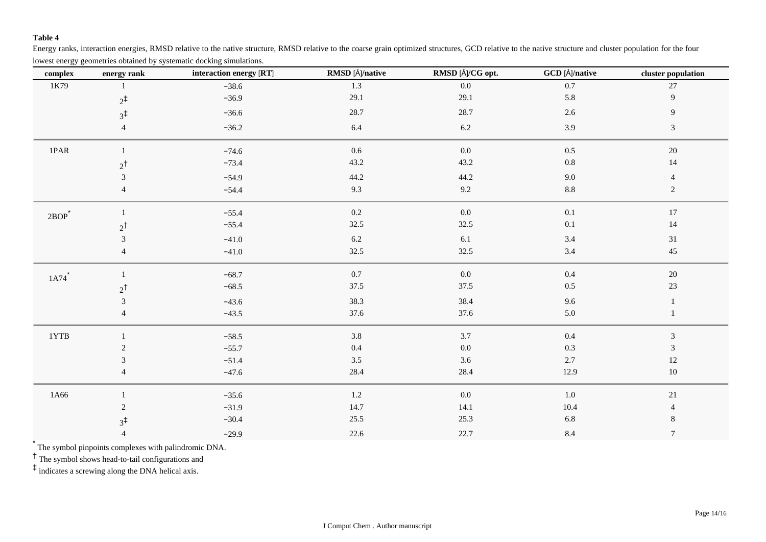**Table 4**

Energy ranks, interaction energies, RMSD relative to the native structure, RMSD relative to the coarse grain optimized structures, GCD relative to the native structure and cluster population for the four lowest energy geometries obtained by systematic docking simulations.

| complex | energy rank | interaction energy [RT] | RMSD [Å]/native | RMSD [Å]/CG opt. | GCD [Å]/native | cluster population |
|---|---|---|---|---|---|---|
| 1K79 | 1 | −38.6 | 1.3 | 0.0 | 0.7 | 27 |
| | 2‡ | −36.9 | 29.1 | 29.1 | 5.8 | 9 |
| | 3‡ | −36.6 | 28.7 | 28.7 | 2.6 | 9 |
| | 4 | −36.2 | 6.4 | 6.2 | 3.9 | 3 |
| 1PAR | 1 | −74.6 | 0.6 | 0.0 | 0.5 | 20 |
| | 2† | −73.4 | 43.2 | 43.2 | 0.8 | 14 |
| | 3 | −54.9 | 44.2 | 44.2 | 9.0 | 4 |
| | 4 | −54.4 | 9.3 | 9.2 | 8.8 | 2 |
| 2BOP* | 1 | −55.4 | 0.2 | 0.0 | 0.1 | 17 |
| | 2† | −55.4 | 32.5 | 32.5 | 0.1 | 14 |
| | 3 | −41.0 | 6.2 | 6.1 | 3.4 | 31 |
| | 4 | −41.0 | 32.5 | 32.5 | 3.4 | 45 |
| 1A74* | 1 | −68.7 | 0.7 | 0.0 | 0.4 | 20 |
| | 2† | −68.5 | 37.5 | 37.5 | 0.5 | 23 |
| | 3 | −43.6 | 38.3 | 38.4 | 9.6 | 1 |
| | 4 | −43.5 | 37.6 | 37.6 | 5.0 | 1 |
| 1YTB | 1 | −58.5 | 3.8 | 3.7 | 0.4 | 3 |
| | 2 | −55.7 | 0.4 | 0.0 | 0.3 | 3 |
| | 3 | −51.4 | 3.5 | 3.6 | 2.7 | 12 |
| | 4 | −47.6 | 28.4 | 28.4 | 12.9 | 10 |
| 1A66 | 1 | −35.6 | 1.2 | 0.0 | 1.0 | 21 |
| | 2 | −31.9 | 14.7 | 14.1 | 10.4 | 4 |
| | 3‡ | −30.4 | 25.5 | 25.3 | 6.8 | 8 |
| | 4 | −29.9 | 22.6 | 22.7 | 8.4 | 7 |

* The symbol pinpoints complexes with palindromic DNA.

† The symbol shows head-to-tail configurations and

‡ indicates a screwing along the DNA helical axis.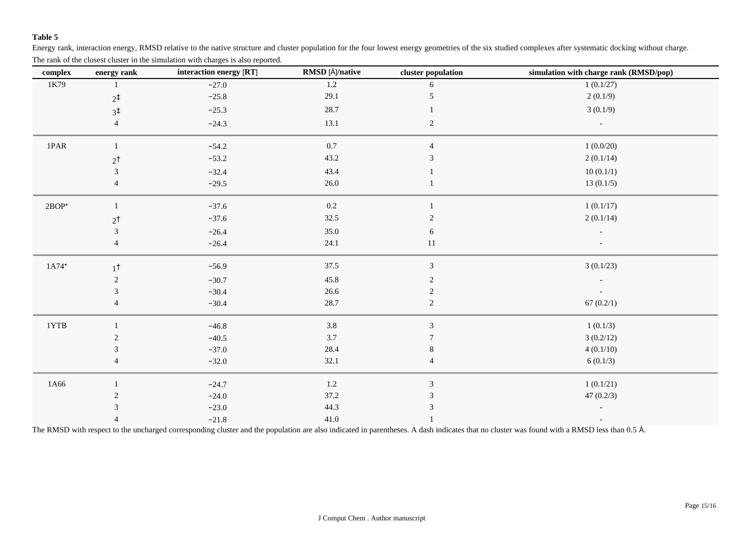**Table 5**

Energy rank, interaction energy, RMSD relative to the native structure and cluster population for the four lowest energy geometries of the six studied complexes after systematic docking without charge. The rank of the closest cluster in the simulation with charges is also reported.

| complex | energy rank | interaction energy [RT] | RMSD [Å]/native | cluster population | simulation with charge rank (RMSD/pop) |
|---|---|---|---|---|---|
| 1K79 | 1 | −27.0 | 1.2 | 6 | 1 (0.1/27) |
| | 2‡ | −25.8 | 29.1 | 5 | 2 (0.1/9) |
| | 3‡ | −25.3 | 28.7 | 1 | 3 (0.1/9) |
| | 4 | −24.3 | 13.1 | 2 | - |
| 1PAR | 1 | −54.2 | 0.7 | 4 | 1 (0.0/20) |
| | 2† | −53.2 | 43.2 | 3 | 2 (0.1/14) |
| | 3 | −32.4 | 43.4 | 1 | 10 (0.1/1) |
| | 4 | −29.5 | 26.0 | 1 | 13 (0.1/5) |
| 2BOP* | 1 | −37.6 | 0.2 | 1 | 1 (0.1/17) |
| | 2† | −37.6 | 32.5 | 2 | 2 (0.1/14) |
| | 3 | −26.4 | 35.0 | 6 | - |
| | 4 | −26.4 | 24.1 | 11 | - |
| 1A74* | 1† | −56.9 | 37.5 | 3 | 3 (0.1/23) |
| | 2 | −30.7 | 45.8 | 2 | - |
| | 3 | −30.4 | 26.6 | 2 | - |
| | 4 | −30.4 | 28.7 | 2 | 67 (0.2/1) |
| 1YTB | 1 | −46.8 | 3.8 | 3 | 1 (0.1/3) |
| | 2 | −40.5 | 3.7 | 7 | 3 (0.2/12) |
| | 3 | −37.0 | 28.4 | 8 | 4 (0.1/10) |
| | 4 | −32.0 | 32.1 | 4 | 6 (0.1/3) |
| 1A66 | 1 | −24.7 | 1.2 | 3 | 1 (0.1/21) |
| | 2 | −24.0 | 37.2 | 3 | 47 (0.2/3) |
| | 3 | −23.0 | 44.3 | 3 | - |
| | 4 | −21.8 | 41.0 | 1 | - |

The RMSD with respect to the uncharged corresponding cluster and the population are also indicated in parentheses. A dash indicates that no cluster was found with a RMSD less than 0.5 Å.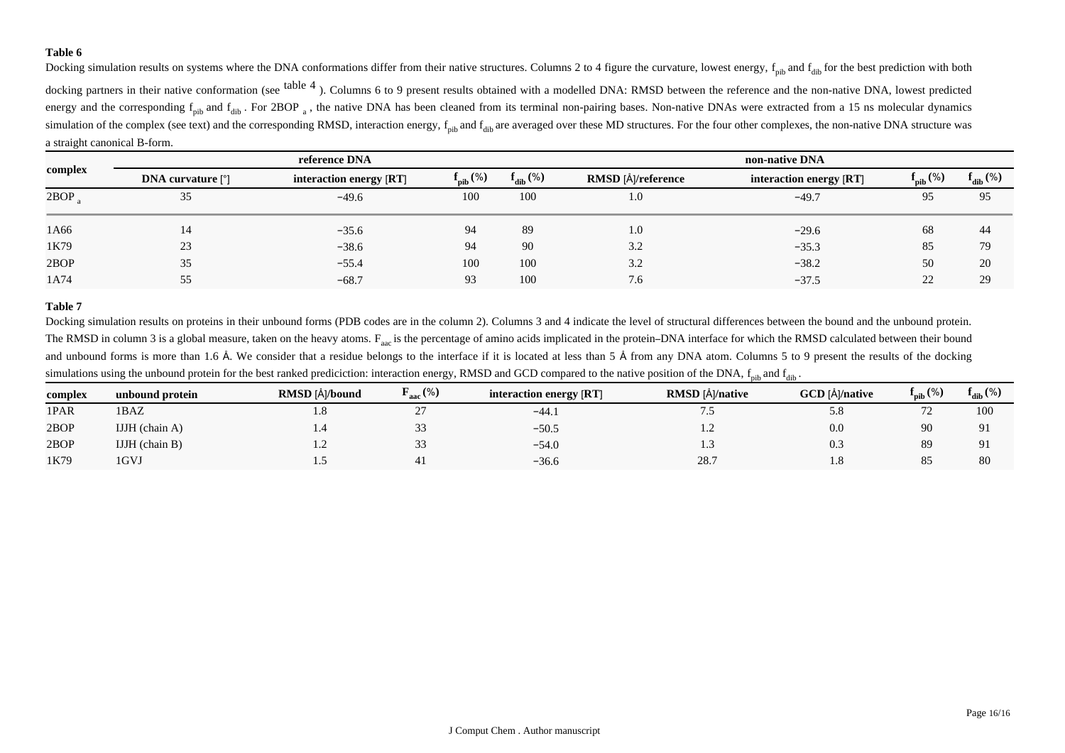**Table 6**

Docking simulation results on systems where the DNA conformations differ from their native structures. Columns 2 to 4 figure the curvature, lowest energy, $f_{pib}$ and $f_{dib}$ for the best prediction with both docking partners in their native conformation (see table 4 ). Columns 6 to 9 present results obtained with a modelled DNA: RMSD between the reference and the non-native DNA, lowest predicted energy and the corresponding $f_{pib}$ and $f_{dib}$ . For 2BOP $_a$ , the native DNA has been cleaned from its terminal non-pairing bases. Non-native DNAs were extracted from a 15 ns molecular dynamics simulation of the complex (see text) and the corresponding RMSD, interaction energy, $f_{pib}$ and $f_{dib}$ are averaged over these MD structures. For the four other complexes, the non-native DNA structure was a straight canonical B-form.

| complex | reference DNA | | | | non-native DNA | | | |
|---|---|---|---|---|---|---|---|---|
| | DNA curvature [°] | interaction energy [RT] | $f_{pib}$ (%) | $f_{dib}$ (%) | RMSD [Å]/reference | interaction energy [RT] | $f_{pib}$ (%) | $f_{dib}$ (%) |
| 2BOP $_a$ | 35 | −49.6 | 100 | 100 | 1.0 | −49.7 | 95 | 95 |
| 1A66 | 14 | −35.6 | 94 | 89 | 1.0 | −29.6 | 68 | 44 |
| 1K79 | 23 | −38.6 | 94 | 90 | 3.2 | −35.3 | 85 | 79 |
| 2BOP | 35 | −55.4 | 100 | 100 | 3.2 | −38.2 | 50 | 20 |
| 1A74 | 55 | −68.7 | 93 | 100 | 7.6 | −37.5 | 22 | 29 |

**Table 7**

Docking simulation results on proteins in their unbound forms (PDB codes are in the column 2). Columns 3 and 4 indicate the level of structural differences between the bound and the unbound protein. The RMSD in column 3 is a global measure, taken on the heavy atoms. $F_{aac}$ is the percentage of amino acids implicated in the protein–DNA interface for which the RMSD calculated between their bound and unbound forms is more than 1.6 Å. We consider that a residue belongs to the interface if it is located at less than 5 Å from any DNA atom. Columns 5 to 9 present the results of the docking simulations using the unbound protein for the best ranked predic101ction: interaction energy, RMSD and GCD compared to the native position of the DNA, $f_{pib}$ and $f_{dib}$ .

| complex | unbound protein | RMSD [Å]/bound | $F_{aac}$ (%) | interaction energy [RT] | RMSD [Å]/native | GCD [Å]/native | $f_{pib}$ (%) | $f_{dib}$ (%) |
|---|---|---|---|---|---|---|---|---|
| 1PAR | 1BAZ | 1.8 | 27 | −44.1 | 7.5 | 5.8 | 72 | 100 |
| 2BOP | IJJH (chain A) | 1.4 | 33 | −50.5 | 1.2 | 0.0 | 90 | 91 |
| 2BOP | IJJH (chain B) | 1.2 | 33 | −54.0 | 1.3 | 0.3 | 89 | 91 |
| 1K79 | 1GVJ | 1.5 | 41 | −36.6 | 28.7 | 1.8 | 85 | 80 |